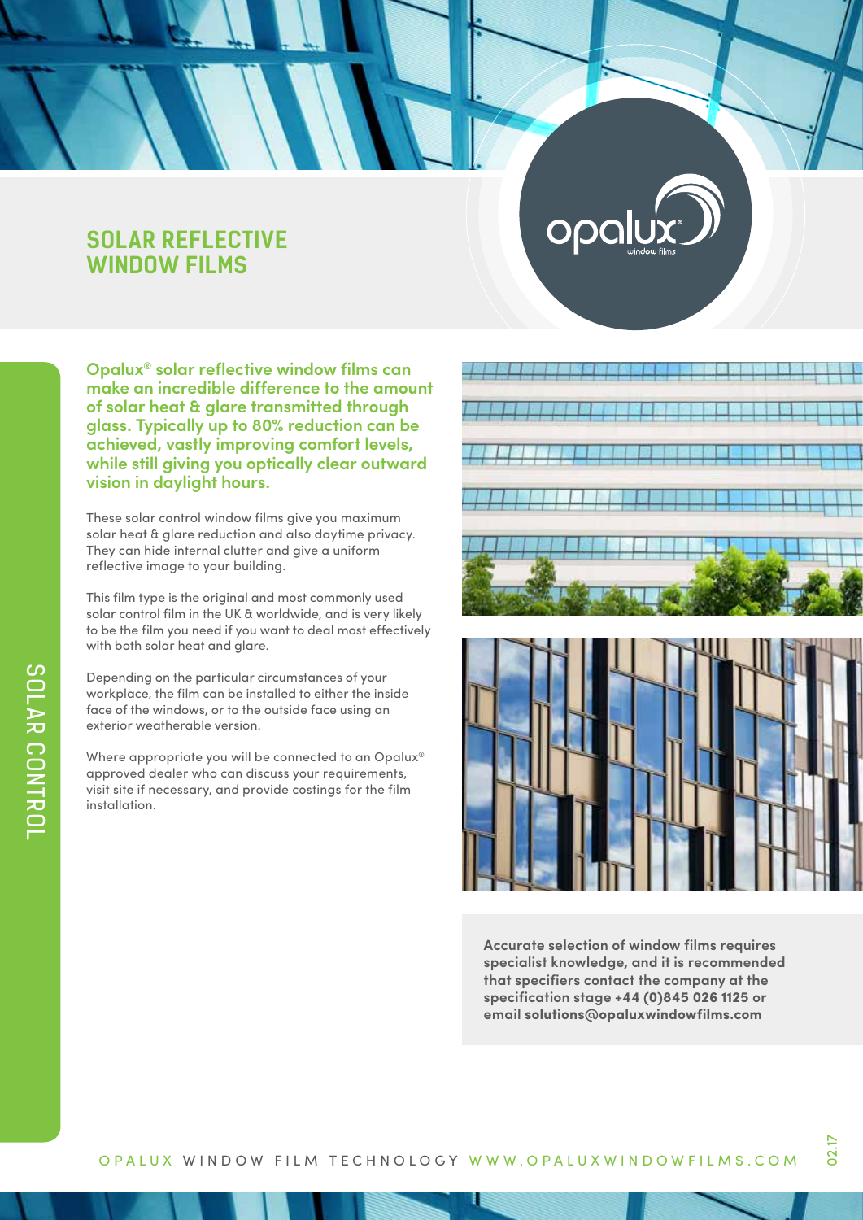# SOLAR REFLECTIVE WINDOW FILMS

**Opalux® solar reflective window films can make an incredible difference to the amount of solar heat & glare transmitted through glass. Typically up to 80% reduction can be achieved, vastly improving comfort levels, while still giving you optically clear outward vision in daylight hours.**

These solar control window films give you maximum solar heat & glare reduction and also daytime privacy. They can hide internal clutter and give a uniform reflective image to your building.

This film type is the original and most commonly used solar control film in the UK & worldwide, and is very likely to be the film you need if you want to deal most effectively with both solar heat and glare.

Depending on the particular circumstances of your workplace, the film can be installed to either the inside face of the windows, or to the outside face using an exterior weatherable version.

Where appropriate you will be connected to an Opalux® approved dealer who can discuss your requirements, visit site if necessary, and provide costings for the film installation.

**Accurate selection of window films requires specialist knowledge, and it is recommended that specifiers contact the company at the specification stage +44 (0)845 026 1125 or email solutions@opaluxwindowfilms.com**

SOLAR CONTROL

OPALUX WINDOW FILM TECHNOLOGY WWW.OPALUXWINDOWFILMS.COM

02.17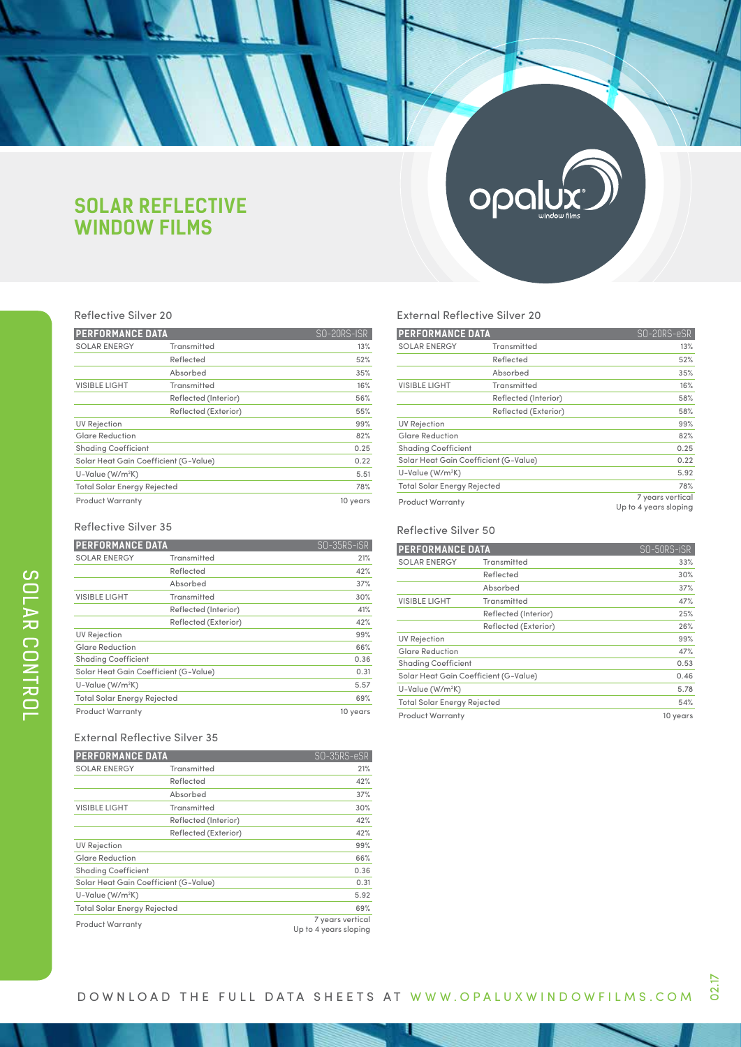# SOLAR REFLECTIVE WINDOW FILMS

opalux window films

SOLAR CONTROL

## Reflective Silver 20

| PERFORMANCE DATA | | SO-20RS-iSR |
|---|---|---|
| SOLAR ENERGY | Transmitted | 13% |
| | Reflected | 52% |
| | Absorbed | 35% |
| VISIBLE LIGHT | Transmitted | 16% |
| | Reflected (Interior) | 56% |
| | Reflected (Exterior) | 55% |
| UV Rejection | | 99% |
| Glare Reduction | | 82% |
| Shading Coefficient | | 0.25 |
| Solar Heat Gain Coefficient (G-Value) | | 0.22 |
| U-Value (W/m²K) | | 5.51 |
| Total Solar Energy Rejected | | 78% |
| Product Warranty | | 10 years |

## Reflective Silver 35

| PERFORMANCE DATA | | SO-35RS-iSR |
|---|---|---|
| SOLAR ENERGY | Transmitted | 21% |
| | Reflected | 42% |
| | Absorbed | 37% |
| VISIBLE LIGHT | Transmitted | 30% |
| | Reflected (Interior) | 41% |
| | Reflected (Exterior) | 42% |
| UV Rejection | | 99% |
| Glare Reduction | | 66% |
| Shading Coefficient | | 0.36 |
| Solar Heat Gain Coefficient (G-Value) | | 0.31 |
| U-Value (W/m²K) | | 5.57 |
| Total Solar Energy Rejected | | 69% |
| Product Warranty | | 10 years |

## External Reflective Silver 35

| PERFORMANCE DATA | | SO-35RS-eSR |
|---|---|---|
| SOLAR ENERGY | Transmitted | 21% |
| | Reflected | 42% |
| | Absorbed | 37% |
| VISIBLE LIGHT | Transmitted | 30% |
| | Reflected (Interior) | 42% |
| | Reflected (Exterior) | 42% |
| UV Rejection | | 99% |
| Glare Reduction | | 66% |
| Shading Coefficient | | 0.36 |
| Solar Heat Gain Coefficient (G-Value) | | 0.31 |
| U-Value (W/m²K) | | 5.92 |
| Total Solar Energy Rejected | | 69% |
| Product Warranty | | 7 years vertical<br>Up to 4 years sloping |

## External Reflective Silver 20

| PERFORMANCE DATA | | SO-20RS-eSR |
|---|---|---|
| SOLAR ENERGY | Transmitted | 13% |
| | Reflected | 52% |
| | Absorbed | 35% |
| VISIBLE LIGHT | Transmitted | 16% |
| | Reflected (Interior) | 58% |
| | Reflected (Exterior) | 58% |
| UV Rejection | | 99% |
| Glare Reduction | | 82% |
| Shading Coefficient | | 0.25 |
| Solar Heat Gain Coefficient (G-Value) | | 0.22 |
| U-Value (W/m²K) | | 5.92 |
| Total Solar Energy Rejected | | 78% |
| Product Warranty | | 7 years vertical<br>Up to 4 years sloping |

## Reflective Silver 50

| PERFORMANCE DATA | | SO-50RS-iSR |
|---|---|---|
| SOLAR ENERGY | Transmitted | 33% |
| | Reflected | 30% |
| | Absorbed | 37% |
| VISIBLE LIGHT | Transmitted | 47% |
| | Reflected (Interior) | 25% |
| | Reflected (Exterior) | 26% |
| UV Rejection | | 99% |
| Glare Reduction | | 47% |
| Shading Coefficient | | 0.53 |
| Solar Heat Gain Coefficient (G-Value) | | 0.46 |
| U-Value (W/m²K) | | 5.78 |
| Total Solar Energy Rejected | | 54% |
| Product Warranty | | 10 years |

DOWNLOAD THE FULL DATA SHEETS AT WWW.OPALUXWINDOWFILMS.COM

02.17